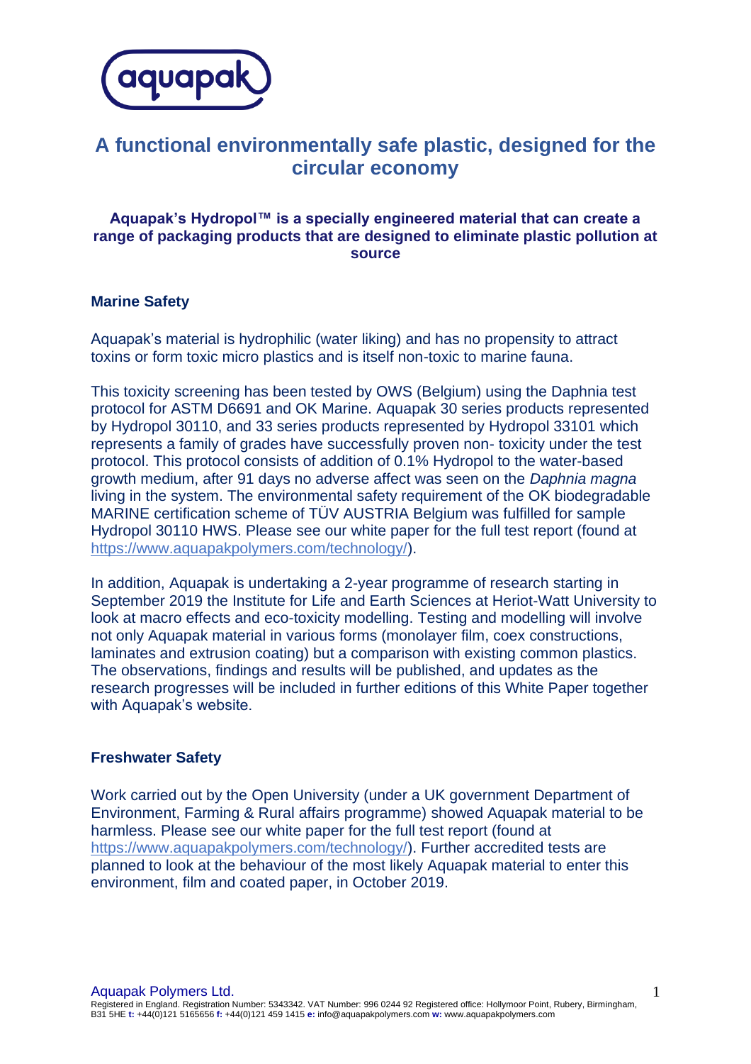# A functional environmentally safe plastic, designed for the circular economy

**Aquapak's Hydropol™ is a specially engineered material that can create a range of packaging products that are designed to eliminate plastic pollution at source**

## Marine Safety

Aquapak's material is hydrophilic (water liking) and has no propensity to attract toxins or form toxic micro plastics and is itself non-toxic to marine fauna.

This toxicity screening has been tested by OWS (Belgium) using the Daphnia test protocol for ASTM D6691 and OK Marine. Aquapak 30 series products represented by Hydropol 30110, and 33 series products represented by Hydropol 33101 which represents a family of grades have successfully proven non- toxicity under the test protocol. This protocol consists of addition of 0.1% Hydropol to the water-based growth medium, after 91 days no adverse affect was seen on the *Daphnia magna* living in the system. The environmental safety requirement of the OK biodegradable MARINE certification scheme of TÜV AUSTRIA Belgium was fulfilled for sample Hydropol 30110 HWS. Please see our white paper for the full test report (found at https://www.aquapakpolymers.com/technology/).

In addition, Aquapak is undertaking a 2-year programme of research starting in September 2019 the Institute for Life and Earth Sciences at Heriot-Watt University to look at macro effects and eco-toxicity modelling. Testing and modelling will involve not only Aquapak material in various forms (monolayer film, coex constructions, laminates and extrusion coating) but a comparison with existing common plastics. The observations, findings and results will be published, and updates as the research progresses will be included in further editions of this White Paper together with Aquapak's website.

## Freshwater Safety

Work carried out by the Open University (under a UK government Department of Environment, Farming & Rural affairs programme) showed Aquapak material to be harmless. Please see our white paper for the full test report (found at https://www.aquapakpolymers.com/technology/). Further accredited tests are planned to look at the behaviour of the most likely Aquapak material to enter this environment, film and coated paper, in October 2019.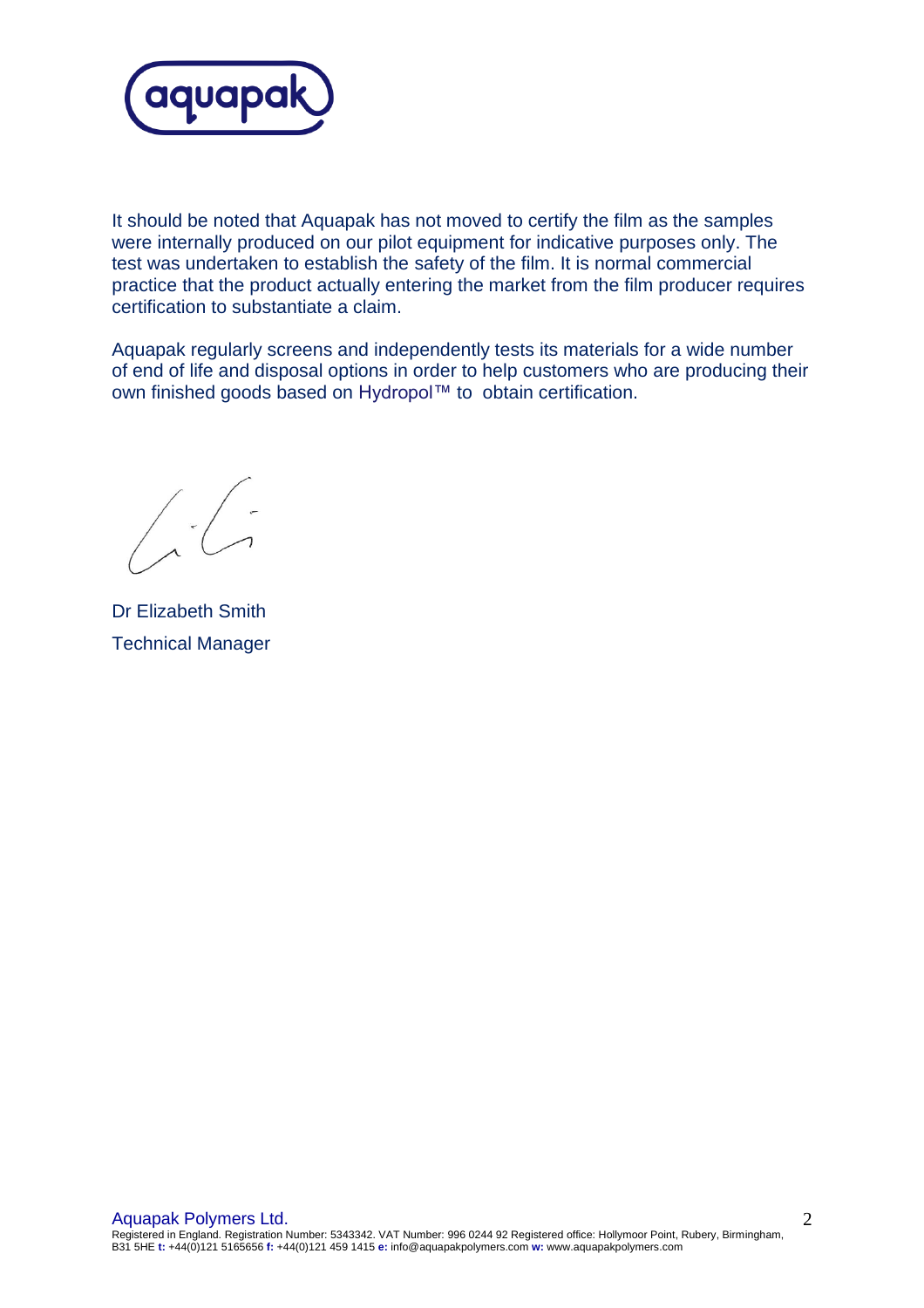It should be noted that Aquapak has not moved to certify the film as the samples were internally produced on our pilot equipment for indicative purposes only. The test was undertaken to establish the safety of the film. It is normal commercial practice that the product actually entering the market from the film producer requires certification to substantiate a claim.

Aquapak regularly screens and independently tests its materials for a wide number of end of life and disposal options in order to help customers who are producing their own finished goods based on Hydropol™ to obtain certification.

Dr Elizabeth Smith
Technical Manager

Aquapak Polymers Ltd.
Registered in England. Registration Number: 5343342. VAT Number: 996 0244 92 Registered office: Hollymoor Point, Rubery, Birmingham, B31 5HE **t:** +44(0)121 5165656 **f:** +44(0)121 459 1415 **e:** info@aquapakpolymers.com **w:** www.aquapakpolymers.com